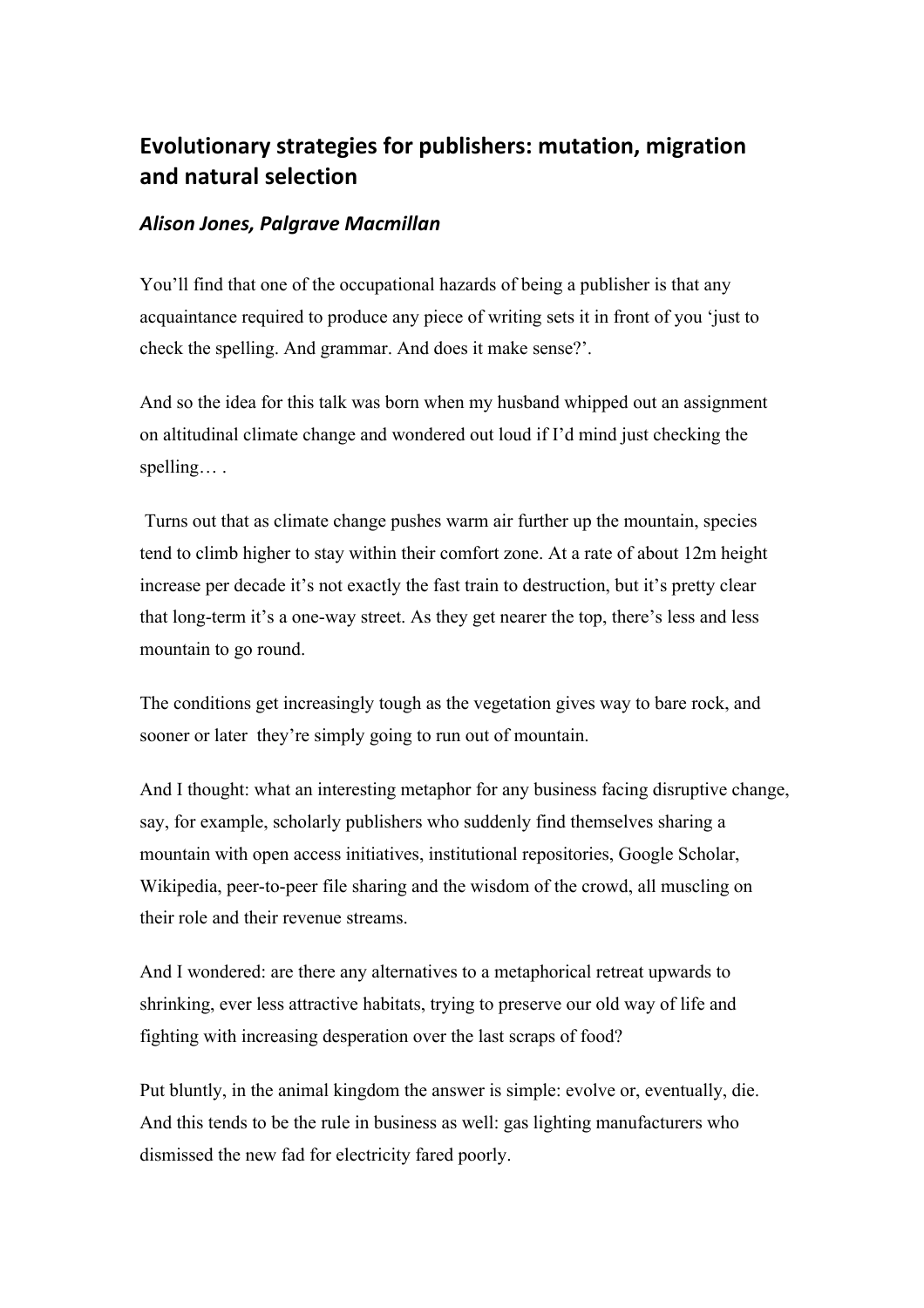# Evolutionary strategies for publishers: mutation, migration and natural selection

***Alison Jones, Palgrave Macmillan***

You'll find that one of the occupational hazards of being a publisher is that any acquaintance required to produce any piece of writing sets it in front of you 'just to check the spelling. And grammar. And does it make sense?'.

And so the idea for this talk was born when my husband whipped out an assignment on altitudinal climate change and wondered out loud if I'd mind just checking the spelling… .

Turns out that as climate change pushes warm air further up the mountain, species tend to climb higher to stay within their comfort zone. At a rate of about 12m height increase per decade it's not exactly the fast train to destruction, but it's pretty clear that long-term it's a one-way street. As they get nearer the top, there's less and less mountain to go round.

The conditions get increasingly tough as the vegetation gives way to bare rock, and sooner or later they're simply going to run out of mountain.

And I thought: what an interesting metaphor for any business facing disruptive change, say, for example, scholarly publishers who suddenly find themselves sharing a mountain with open access initiatives, institutional repositories, Google Scholar, Wikipedia, peer-to-peer file sharing and the wisdom of the crowd, all muscling on their role and their revenue streams.

And I wondered: are there any alternatives to a metaphorical retreat upwards to shrinking, ever less attractive habitats, trying to preserve our old way of life and fighting with increasing desperation over the last scraps of food?

Put bluntly, in the animal kingdom the answer is simple: evolve or, eventually, die. And this tends to be the rule in business as well: gas lighting manufacturers who dismissed the new fad for electricity fared poorly.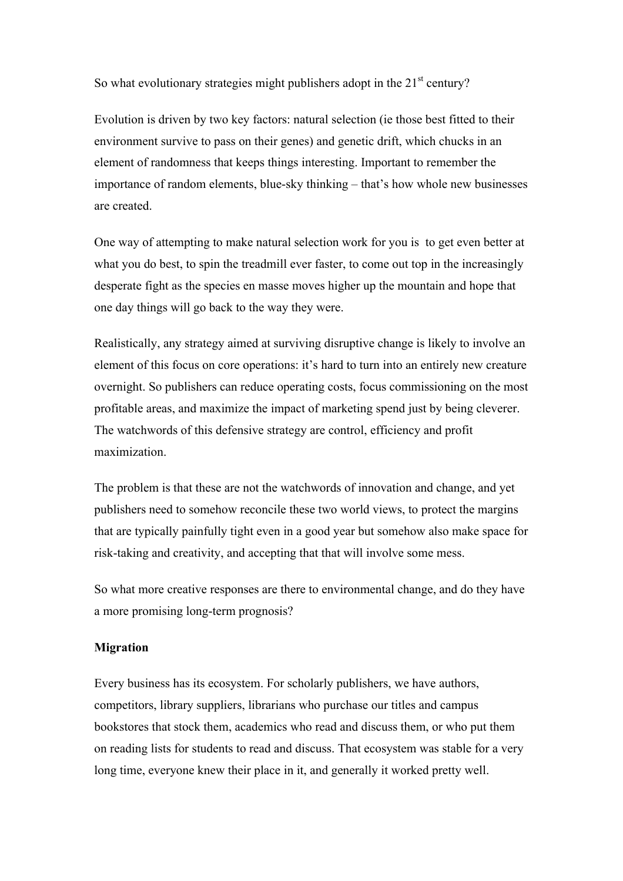So what evolutionary strategies might publishers adopt in the 21st century?

Evolution is driven by two key factors: natural selection (ie those best fitted to their environment survive to pass on their genes) and genetic drift, which chucks in an element of randomness that keeps things interesting. Important to remember the importance of random elements, blue-sky thinking – that's how whole new businesses are created.

One way of attempting to make natural selection work for you is  to get even better at what you do best, to spin the treadmill ever faster, to come out top in the increasingly desperate fight as the species en masse moves higher up the mountain and hope that one day things will go back to the way they were.

Realistically, any strategy aimed at surviving disruptive change is likely to involve an element of this focus on core operations: it's hard to turn into an entirely new creature overnight. So publishers can reduce operating costs, focus commissioning on the most profitable areas, and maximize the impact of marketing spend just by being cleverer. The watchwords of this defensive strategy are control, efficiency and profit maximization.

The problem is that these are not the watchwords of innovation and change, and yet publishers need to somehow reconcile these two world views, to protect the margins that are typically painfully tight even in a good year but somehow also make space for risk-taking and creativity, and accepting that that will involve some mess.

So what more creative responses are there to environmental change, and do they have a more promising long-term prognosis?

**Migration**

Every business has its ecosystem. For scholarly publishers, we have authors, competitors, library suppliers, librarians who purchase our titles and campus bookstores that stock them, academics who read and discuss them, or who put them on reading lists for students to read and discuss. That ecosystem was stable for a very long time, everyone knew their place in it, and generally it worked pretty well.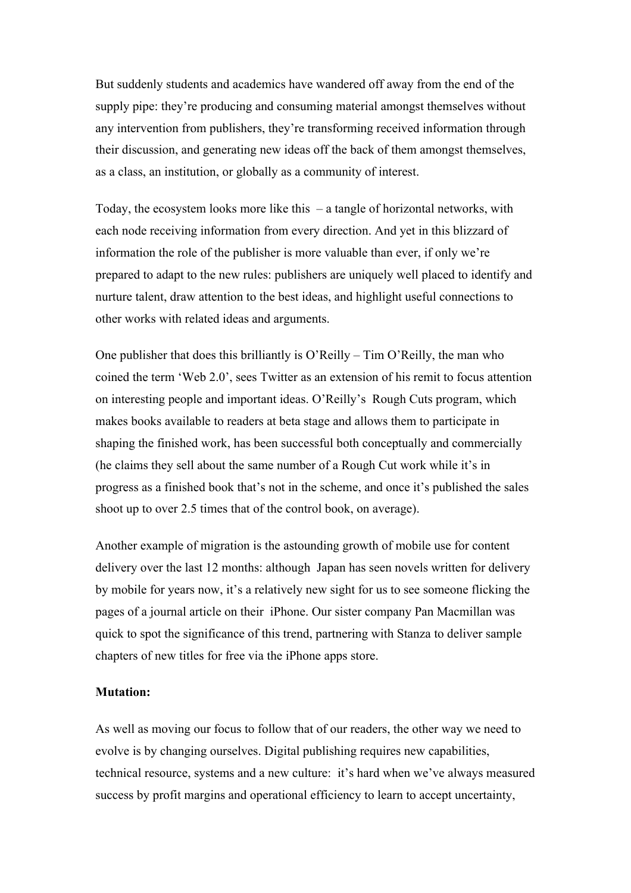But suddenly students and academics have wandered off away from the end of the supply pipe: they're producing and consuming material amongst themselves without any intervention from publishers, they're transforming received information through their discussion, and generating new ideas off the back of them amongst themselves, as a class, an institution, or globally as a community of interest.

Today, the ecosystem looks more like this – a tangle of horizontal networks, with each node receiving information from every direction. And yet in this blizzard of information the role of the publisher is more valuable than ever, if only we're prepared to adapt to the new rules: publishers are uniquely well placed to identify and nurture talent, draw attention to the best ideas, and highlight useful connections to other works with related ideas and arguments.

One publisher that does this brilliantly is O'Reilly – Tim O'Reilly, the man who coined the term 'Web 2.0', sees Twitter as an extension of his remit to focus attention on interesting people and important ideas. O'Reilly's Rough Cuts program, which makes books available to readers at beta stage and allows them to participate in shaping the finished work, has been successful both conceptually and commercially (he claims they sell about the same number of a Rough Cut work while it's in progress as a finished book that's not in the scheme, and once it's published the sales shoot up to over 2.5 times that of the control book, on average).

Another example of migration is the astounding growth of mobile use for content delivery over the last 12 months: although Japan has seen novels written for delivery by mobile for years now, it's a relatively new sight for us to see someone flicking the pages of a journal article on their iPhone. Our sister company Pan Macmillan was quick to spot the significance of this trend, partnering with Stanza to deliver sample chapters of new titles for free via the iPhone apps store.

**Mutation:**

As well as moving our focus to follow that of our readers, the other way we need to evolve is by changing ourselves. Digital publishing requires new capabilities, technical resource, systems and a new culture: it's hard when we've always measured success by profit margins and operational efficiency to learn to accept uncertainty,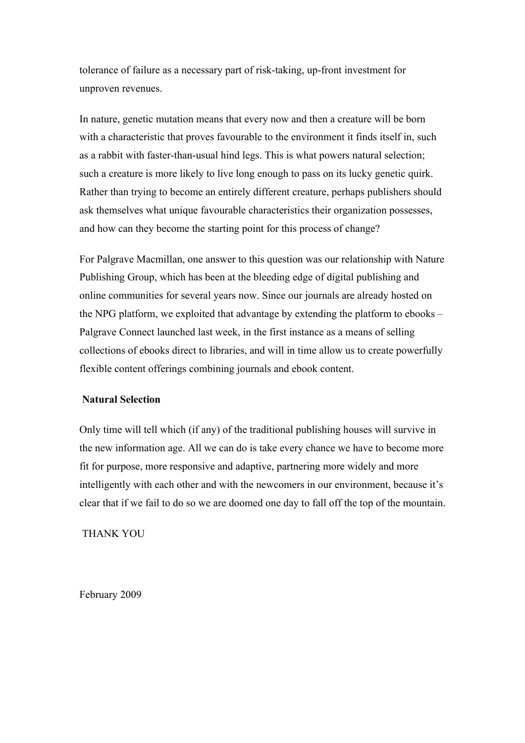tolerance of failure as a necessary part of risk-taking, up-front investment for unproven revenues.

In nature, genetic mutation means that every now and then a creature will be born with a characteristic that proves favourable to the environment it finds itself in, such as a rabbit with faster-than-usual hind legs. This is what powers natural selection; such a creature is more likely to live long enough to pass on its lucky genetic quirk. Rather than trying to become an entirely different creature, perhaps publishers should ask themselves what unique favourable characteristics their organization possesses, and how can they become the starting point for this process of change?

For Palgrave Macmillan, one answer to this question was our relationship with Nature Publishing Group, which has been at the bleeding edge of digital publishing and online communities for several years now. Since our journals are already hosted on the NPG platform, we exploited that advantage by extending the platform to ebooks – Palgrave Connect launched last week, in the first instance as a means of selling collections of ebooks direct to libraries, and will in time allow us to create powerfully flexible content offerings combining journals and ebook content.

**Natural Selection**

Only time will tell which (if any) of the traditional publishing houses will survive in the new information age. All we can do is take every chance we have to become more fit for purpose, more responsive and adaptive, partnering more widely and more intelligently with each other and with the newcomers in our environment, because it's clear that if we fail to do so we are doomed one day to fall off the top of the mountain.

THANK YOU

February 2009